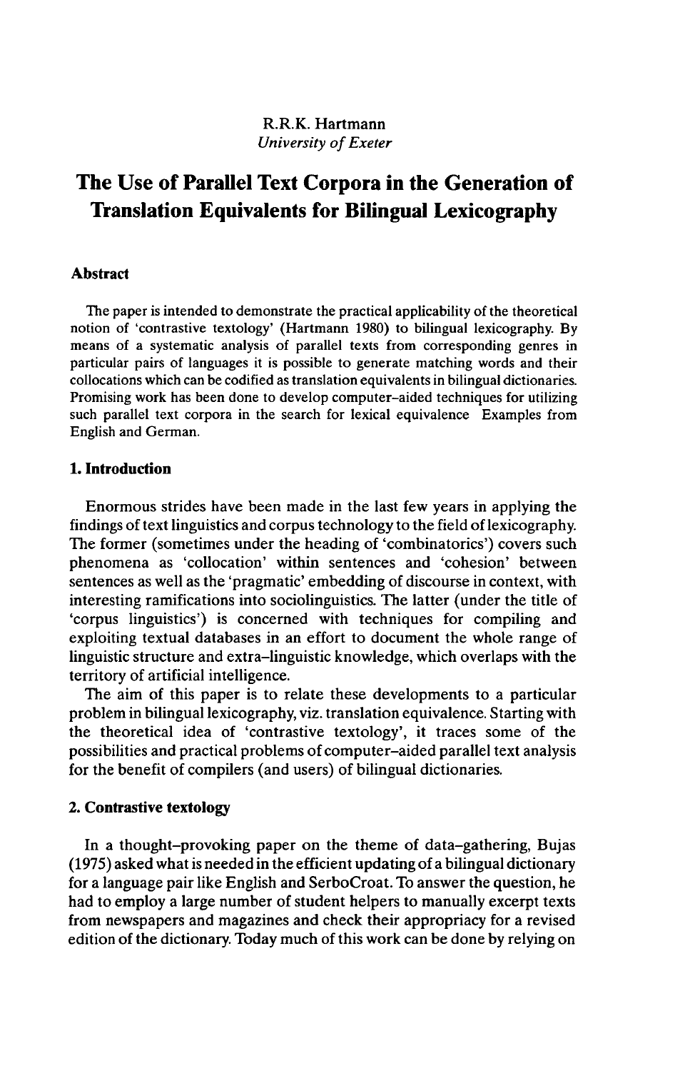R.R.K. Hartmann
*University of Exeter*

# The Use of Parallel Text Corpora in the Generation of Translation Equivalents for Bilingual Lexicography

### Abstract

The paper is intended to demonstrate the practical applicability of the theoretical notion of 'contrastive textology' (Hartmann 1980) to bilingual lexicography. By means of a systematic analysis of parallel texts from corresponding genres in particular pairs of languages it is possible to generate matching words and their collocations which can be codified as translation equivalents in bilingual dictionaries. Promising work has been done to develop computer-aided techniques for utilizing such parallel text corpora in the search for lexical equivalence Examples from English and German.

## 1. Introduction

Enormous strides have been made in the last few years in applying the findings of text linguistics and corpus technology to the field of lexicography. The former (sometimes under the heading of 'combinatorics') covers such phenomena as 'collocation' within sentences and 'cohesion' between sentences as well as the 'pragmatic' embedding of discourse in context, with interesting ramifications into sociolinguistics. The latter (under the title of 'corpus linguistics') is concerned with techniques for compiling and exploiting textual databases in an effort to document the whole range of linguistic structure and extra-linguistic knowledge, which overlaps with the territory of artificial intelligence.

The aim of this paper is to relate these developments to a particular problem in bilingual lexicography, viz. translation equivalence. Starting with the theoretical idea of 'contrastive textology', it traces some of the possibilities and practical problems of computer-aided parallel text analysis for the benefit of compilers (and users) of bilingual dictionaries.

## 2. Contrastive textology

In a thought-provoking paper on the theme of data-gathering, Bujas (1975) asked what is needed in the efficient updating of a bilingual dictionary for a language pair like English and SerboCroat. To answer the question, he had to employ a large number of student helpers to manually excerpt texts from newspapers and magazines and check their appropriacy for a revised edition of the dictionary. Today much of this work can be done by relying on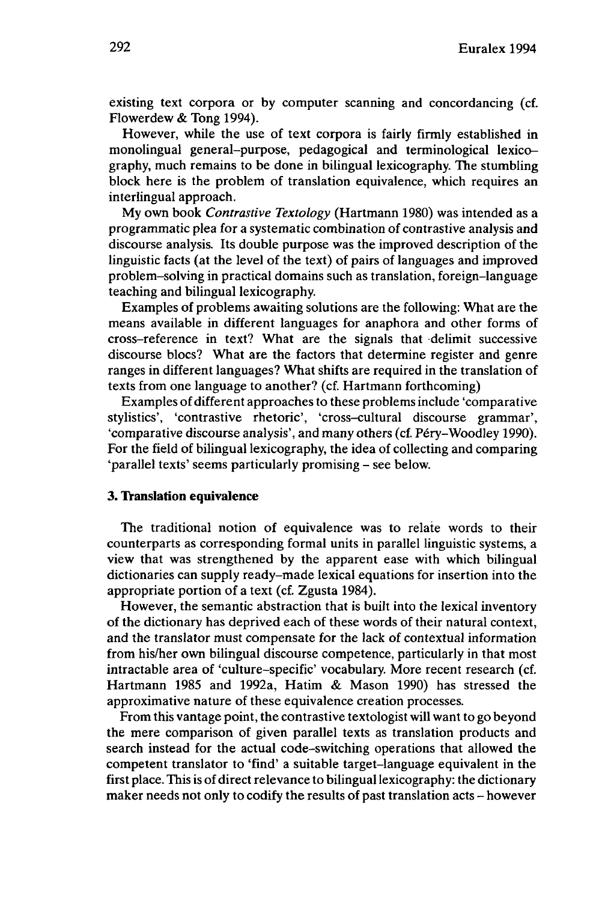existing text corpora or by computer scanning and concordancing (cf. Flowerdew & Tong 1994).

However, while the use of text corpora is fairly firmly established in monolingual general–purpose, pedagogical and terminological lexicography, much remains to be done in bilingual lexicography. The stumbling block here is the problem of translation equivalence, which requires an interlingual approach.

My own book *Contrastive Textology* (Hartmann 1980) was intended as a programmatic plea for a systematic combination of contrastive analysis and discourse analysis. Its double purpose was the improved description of the linguistic facts (at the level of the text) of pairs of languages and improved problem–solving in practical domains such as translation, foreign–language teaching and bilingual lexicography.

Examples of problems awaiting solutions are the following: What are the means available in different languages for anaphora and other forms of cross–reference in text? What are the signals that delimit successive discourse blocs? What are the factors that determine register and genre ranges in different languages? What shifts are required in the translation of texts from one language to another? (cf. Hartmann forthcoming)

Examples of different approaches to these problems include 'comparative stylistics', 'contrastive rhetoric', 'cross–cultural discourse grammar', 'comparative discourse analysis', and many others (cf. Péry–Woodley 1990). For the field of bilingual lexicography, the idea of collecting and comparing 'parallel texts' seems particularly promising – see below.

## 3. Translation equivalence

The traditional notion of equivalence was to relate words to their counterparts as corresponding formal units in parallel linguistic systems, a view that was strengthened by the apparent ease with which bilingual dictionaries can supply ready–made lexical equations for insertion into the appropriate portion of a text (cf. Zgusta 1984).

However, the semantic abstraction that is built into the lexical inventory of the dictionary has deprived each of these words of their natural context, and the translator must compensate for the lack of contextual information from his/her own bilingual discourse competence, particularly in that most intractable area of 'culture–specific' vocabulary. More recent research (cf. Hartmann 1985 and 1992a, Hatim & Mason 1990) has stressed the approximative nature of these equivalence creation processes.

From this vantage point, the contrastive textologist will want to go beyond the mere comparison of given parallel texts as translation products and search instead for the actual code–switching operations that allowed the competent translator to 'find' a suitable target–language equivalent in the first place. This is of direct relevance to bilingual lexicography: the dictionary maker needs not only to codify the results of past translation acts – however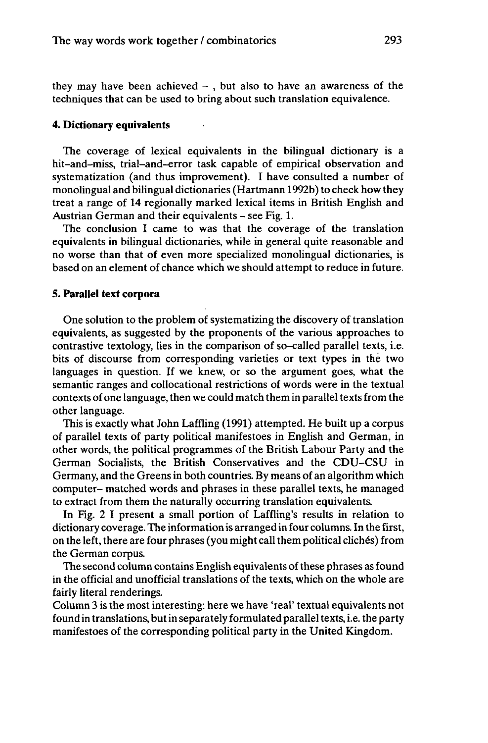they may have been achieved – , but also to have an awareness of the techniques that can be used to bring about such translation equivalence.

**4. Dictionary equivalents**

The coverage of lexical equivalents in the bilingual dictionary is a hit-and-miss, trial-and-error task capable of empirical observation and systematization (and thus improvement). I have consulted a number of monolingual and bilingual dictionaries (Hartmann 1992b) to check how they treat a range of 14 regionally marked lexical items in British English and Austrian German and their equivalents – see Fig. 1.

The conclusion I came to was that the coverage of the translation equivalents in bilingual dictionaries, while in general quite reasonable and no worse than that of even more specialized monolingual dictionaries, is based on an element of chance which we should attempt to reduce in future.

**5. Parallel text corpora**

One solution to the problem of systematizing the discovery of translation equivalents, as suggested by the proponents of the various approaches to contrastive textology, lies in the comparison of so-called parallel texts, i.e. bits of discourse from corresponding varieties or text types in the two languages in question. If we knew, or so the argument goes, what the semantic ranges and collocational restrictions of words were in the textual contexts of one language, then we could match them in parallel texts from the other language.

This is exactly what John Laffling (1991) attempted. He built up a corpus of parallel texts of party political manifestoes in English and German, in other words, the political programmes of the British Labour Party and the German Socialists, the British Conservatives and the CDU–CSU in Germany, and the Greens in both countries. By means of an algorithm which computer– matched words and phrases in these parallel texts, he managed to extract from them the naturally occurring translation equivalents.

In Fig. 2 I present a small portion of Laffling's results in relation to dictionary coverage. The information is arranged in four columns. In the first, on the left, there are four phrases (you might call them political clichés) from the German corpus.

The second column contains English equivalents of these phrases as found in the official and unofficial translations of the texts, which on the whole are fairly literal renderings.

Column 3 is the most interesting: here we have 'real' textual equivalents not found in translations, but in separately formulated parallel texts, i.e. the party manifestoes of the corresponding political party in the United Kingdom.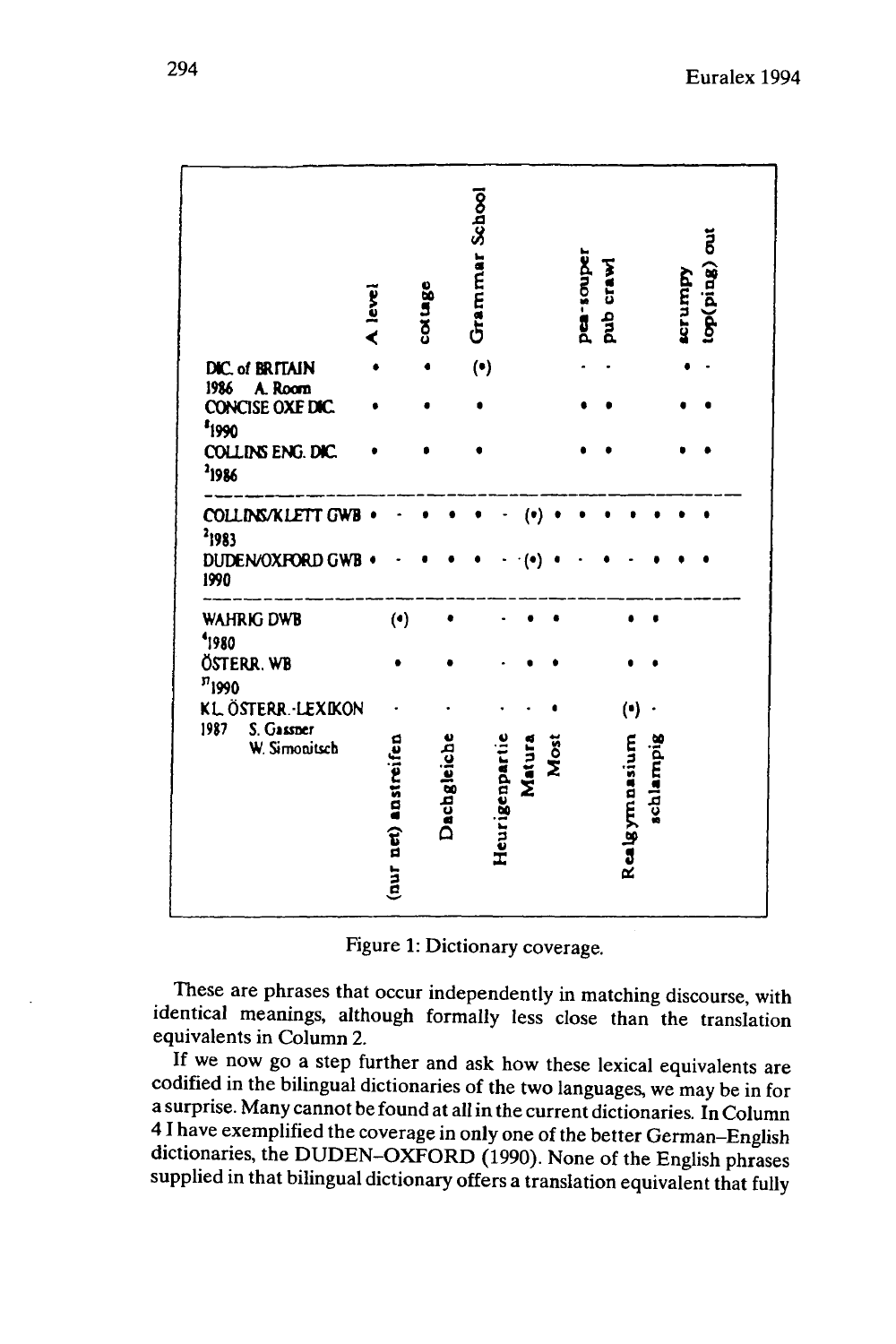| | A level | (nur net) anstreifen | cottage | Dachgleiche | Grammar School | Heurigenpartie | Matura | Most | pea-souper | pub crawl | Realgymnasium | schlampig | scrumpy | top(ping) out |
|---|---|---|---|---|---|---|---|---|---|---|---|---|---|---|
| DIC. of BRITAIN 1986 A. Room | • | | • | | (•) | | | | - | - | | | • | - |
| CONCISE OXF DIC. $^{8}$1990 | • | | • | | • | | | | • | • | | | • | • |
| COLLINS ENG. DIC. $^{2}$1986 | • | | • | | • | | | | • | • | | | • | • |
| COLLINS/KLETT GWB $^{2}$1983 | • | - | • | • | • | - | (•) | • | • | • | • | • | • | • |
| DUDEN/OXFORD GWB 1990 | • | - | • | • | • | - | (•) | • | - | • | - | • | • | • |
| WAHRIG DWB $^{4}$1980 | | (•) | | • | | - | • | • | | | • | • | | |
| ÖSTERR. WB $^{37}$1990 | | • | | • | | - | • | • | | | • | • | | |
| KL. ÖSTERR.-LEXIKON 1987 S. Gassner W. Simonitsch | | - | | - | | - | - | • | | | (•) | - | | |

Figure 1: Dictionary coverage.

These are phrases that occur independently in matching discourse, with identical meanings, although formally less close than the translation equivalents in Column 2.

If we now go a step further and ask how these lexical equivalents are codified in the bilingual dictionaries of the two languages, we may be in for a surprise. Many cannot be found at all in the current dictionaries. In Column 4 I have exemplified the coverage in only one of the better German–English dictionaries, the DUDEN–OXFORD (1990). None of the English phrases supplied in that bilingual dictionary offers a translation equivalent that fully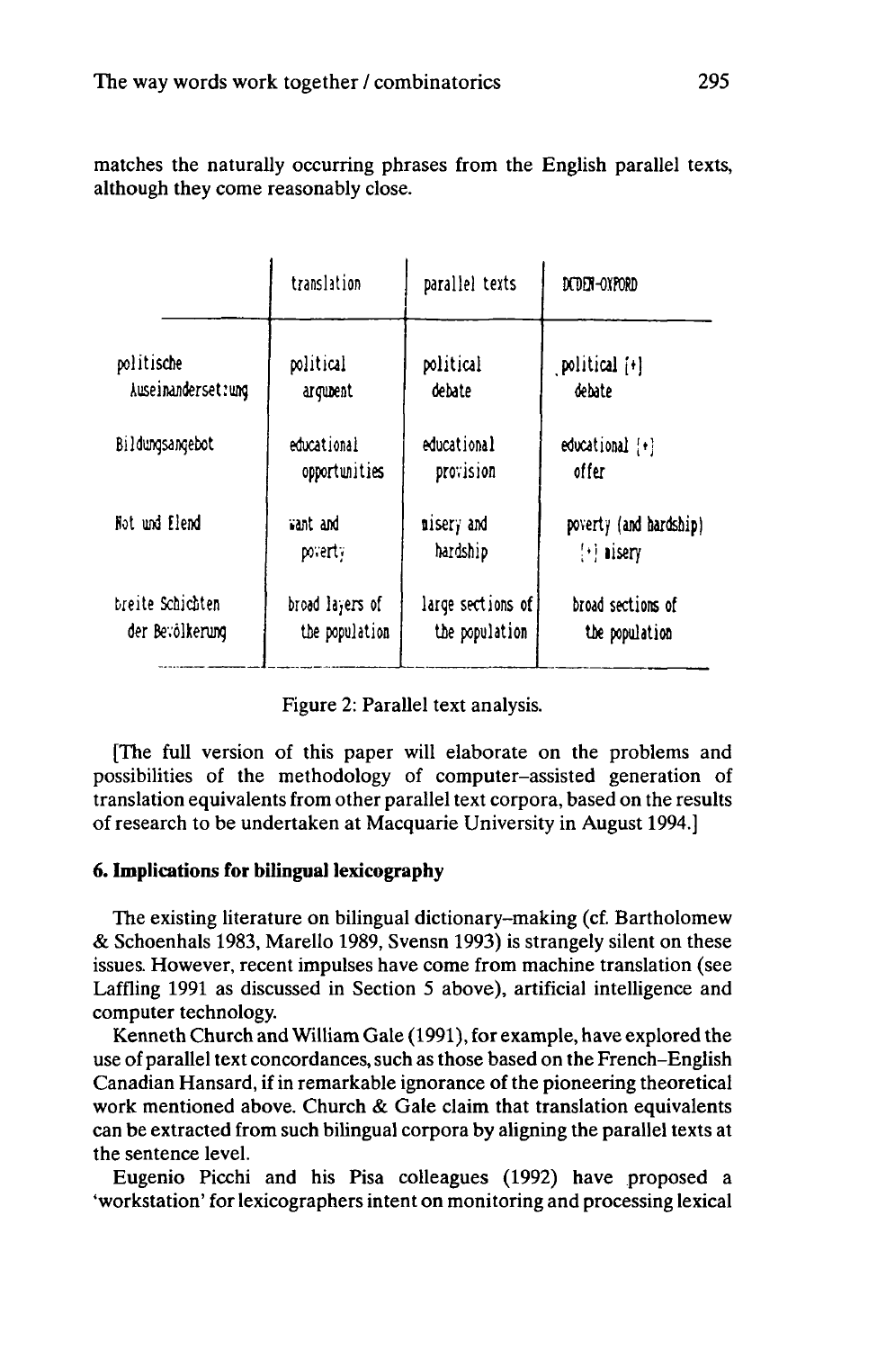matches the naturally occurring phrases from the English parallel texts, although they come reasonably close.

| | translation | parallel texts | DUDEN-OXFORD |
|---|---|---|---|
| politische Auseinandersetzung | political argument | political debate | political [+] debate |
| Bildungsangebot | educational opportunities | educational provision | educational [+] offer |
| Not und Elend | want and poverty | misery and hardship | poverty (and hardship) [+] misery |
| breite Schichten der Bevölkerung | broad layers of the population | large sections of the population | broad sections of the population |

Figure 2: Parallel text analysis.

[The full version of this paper will elaborate on the problems and possibilities of the methodology of computer-assisted generation of translation equivalents from other parallel text corpora, based on the results of research to be undertaken at Macquarie University in August 1994.]

### 6. Implications for bilingual lexicography

The existing literature on bilingual dictionary-making (cf. Bartholomew & Schoenhals 1983, Marello 1989, Svensn 1993) is strangely silent on these issues. However, recent impulses have come from machine translation (see Laffling 1991 as discussed in Section 5 above), artificial intelligence and computer technology.

Kenneth Church and William Gale (1991), for example, have explored the use of parallel text concordances, such as those based on the French–English Canadian Hansard, if in remarkable ignorance of the pioneering theoretical work mentioned above. Church & Gale claim that translation equivalents can be extracted from such bilingual corpora by aligning the parallel texts at the sentence level.

Eugenio Picchi and his Pisa colleagues (1992) have proposed a 'workstation' for lexicographers intent on monitoring and processing lexical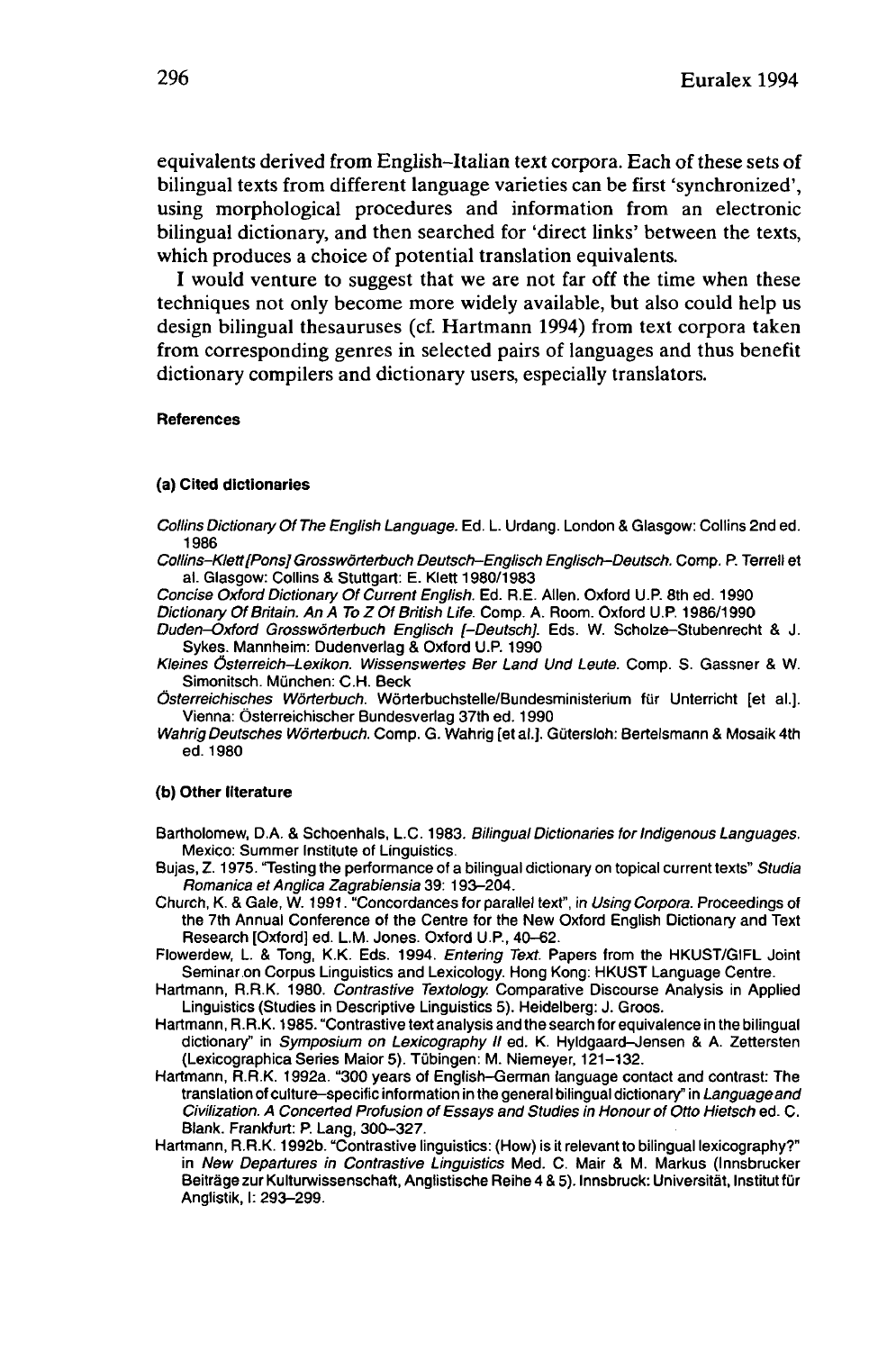equivalents derived from English–Italian text corpora. Each of these sets of bilingual texts from different language varieties can be first 'synchronized', using morphological procedures and information from an electronic bilingual dictionary, and then searched for 'direct links' between the texts, which produces a choice of potential translation equivalents.

I would venture to suggest that we are not far off the time when these techniques not only become more widely available, but also could help us design bilingual thesauruses (cf. Hartmann 1994) from text corpora taken from corresponding genres in selected pairs of languages and thus benefit dictionary compilers and dictionary users, especially translators.

#### References

##### (a) Cited dictionaries

*Collins Dictionary Of The English Language.* Ed. L. Urdang. London & Glasgow: Collins 2nd ed. 1986

*Collins–Klett [Pons] Grosswörterbuch Deutsch–Englisch Englisch–Deutsch.* Comp. P. Terrell et al. Glasgow: Collins & Stuttgart: E. Klett 1980/1983

*Concise Oxford Dictionary Of Current English.* Ed. R.E. Allen. Oxford U.P. 8th ed. 1990

*Dictionary Of Britain. An A To Z Of British Life.* Comp. A. Room. Oxford U.P. 1986/1990

*Duden–Oxford Grosswörterbuch Englisch [–Deutsch].* Eds. W. Scholze–Stubenrecht & J. Sykes. Mannheim: Dudenverlag & Oxford U.P. 1990

*Kleines Österreich–Lexikon. Wissenswertes Ber Land Und Leute.* Comp. S. Gassner & W. Simonitsch. München: C.H. Beck

*Österreichisches Wörterbuch.* Wörterbuchstelle/Bundesministerium für Unterricht [et al.]. Vienna: Österreichischer Bundesverlag 37th ed. 1990

*Wahrig Deutsches Wörterbuch.* Comp. G. Wahrig [et al.]. Gütersloh: Bertelsmann & Mosaik 4th ed. 1980

##### (b) Other literature

Bartholomew, D.A. & Schoenhals, L.C. 1983. *Bilingual Dictionaries for Indigenous Languages.* Mexico: Summer Institute of Linguistics.

Bujas, Z. 1975. "Testing the performance of a bilingual dictionary on topical current texts" *Studia Romanica et Anglica Zagrabiensia* 39: 193–204.

Church, K. & Gale, W. 1991. "Concordances for parallel text", in *Using Corpora.* Proceedings of the 7th Annual Conference of the Centre for the New Oxford English Dictionary and Text Research [Oxford] ed. L.M. Jones. Oxford U.P., 40–62.

Flowerdew, L. & Tong, K.K. Eds. 1994. *Entering Text.* Papers from the HKUST/GIFL Joint Seminar on Corpus Linguistics and Lexicology. Hong Kong: HKUST Language Centre.

Hartmann, R.R.K. 1980. *Contrastive Textology.* Comparative Discourse Analysis in Applied Linguistics (Studies in Descriptive Linguistics 5). Heidelberg: J. Groos.

Hartmann, R.R.K. 1985. "Contrastive text analysis and the search for equivalence in the bilingual dictionary" in *Symposium on Lexicography II* ed. K. Hyldgaard–Jensen & A. Zettersten (Lexicographica Series Maior 5). Tübingen: M. Niemeyer, 121–132.

Hartmann, R.R.K. 1992a. "300 years of English–German language contact and contrast: The translation of culture–specific information in the general bilingual dictionary" in *Language and Civilization. A Concerted Profusion of Essays and Studies in Honour of Otto Hietsch* ed. C. Blank. Frankfurt: P. Lang, 300–327.

Hartmann, R.R.K. 1992b. "Contrastive linguistics: (How) is it relevant to bilingual lexicography?" in *New Departures in Contrastive Linguistics* Med. C. Mair & M. Markus (Innsbrucker Beiträge zur Kulturwissenschaft, Anglistische Reihe 4 & 5). Innsbruck: Universität, Institut für Anglistik, I: 293–299.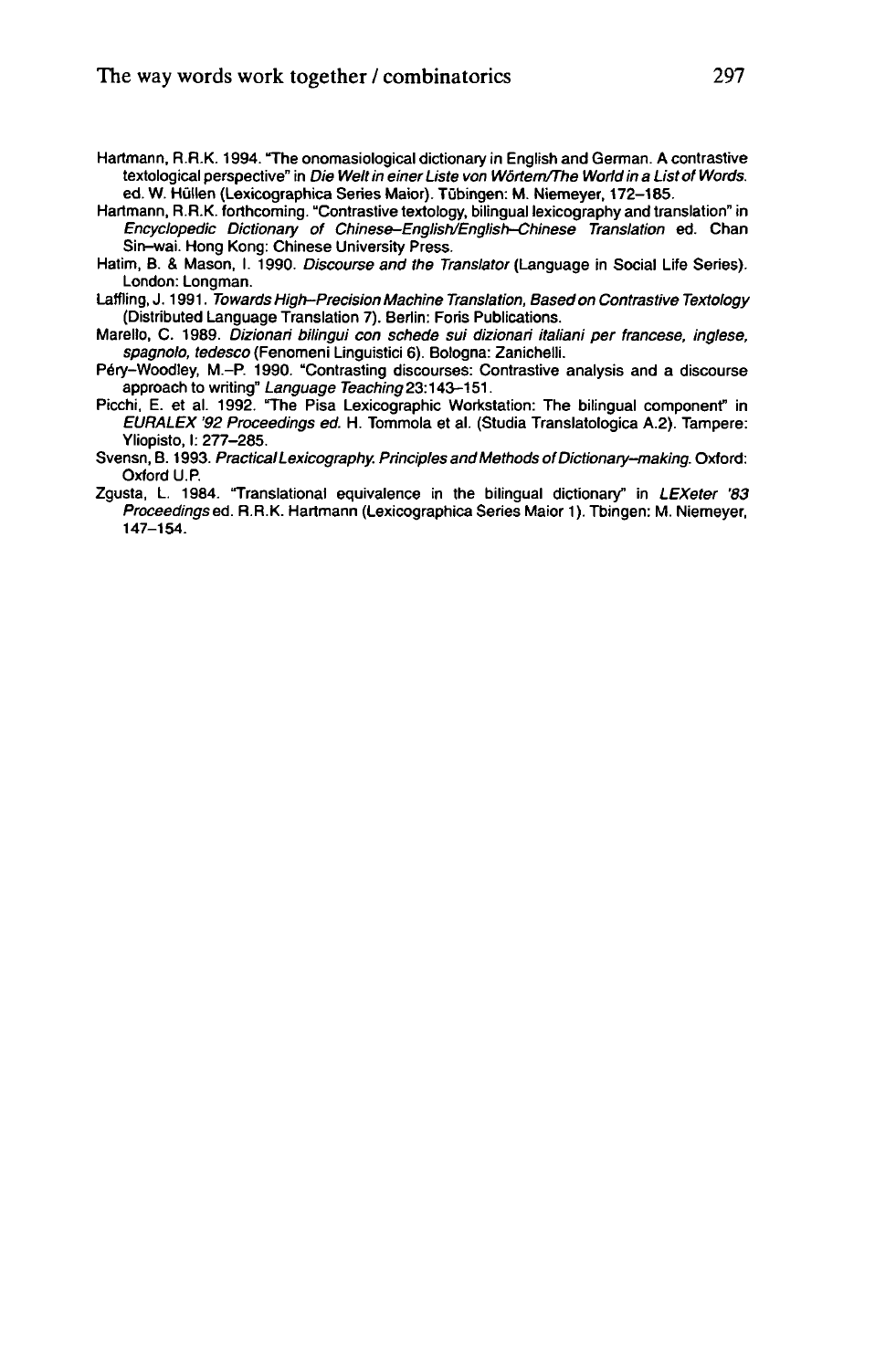Hartmann, R.R.K. 1994. "The onomasiological dictionary in English and German. A contrastive textological perspective" in *Die Welt in einer Liste von Wörtern/The World in a List of Words.* ed. W. Hüllen (Lexicographica Series Maior). Tübingen: M. Niemeyer, 172–185.

Hartmann, R.R.K. forthcoming. "Contrastive textology, bilingual lexicography and translation" in *Encyclopedic Dictionary of Chinese–English/English–Chinese Translation* ed. Chan Sin–wai. Hong Kong: Chinese University Press.

Hatim, B. & Mason, I. 1990. *Discourse and the Translator* (Language in Social Life Series). London: Longman.

Laffling, J. 1991. *Towards High–Precision Machine Translation, Based on Contrastive Textology* (Distributed Language Translation 7). Berlin: Foris Publications.

Marello, C. 1989. *Dizionari bilingui con schede sui dizionari italiani per francese, inglese, spagnolo, tedesco* (Fenomeni Linguistici 6). Bologna: Zanichelli.

Péry–Woodley, M.–P. 1990. "Contrasting discourses: Contrastive analysis and a discourse approach to writing" *Language Teaching* 23:143–151.

Picchi, E. et al. 1992. "The Pisa Lexicographic Workstation: The bilingual component" in *EURALEX '92 Proceedings ed.* H. Tommola et al. (Studia Translatologica A.2). Tampere: Yliopisto, I: 277–285.

Svensn, B. 1993. *Practical Lexicography. Principles and Methods of Dictionary–making.* Oxford: Oxford U.P.

Zgusta, L. 1984. "Translational equivalence in the bilingual dictionary" in *LEXeter '83 Proceedings* ed. R.R.K. Hartmann (Lexicographica Series Maior 1). Tbingen: M. Niemeyer, 147–154.